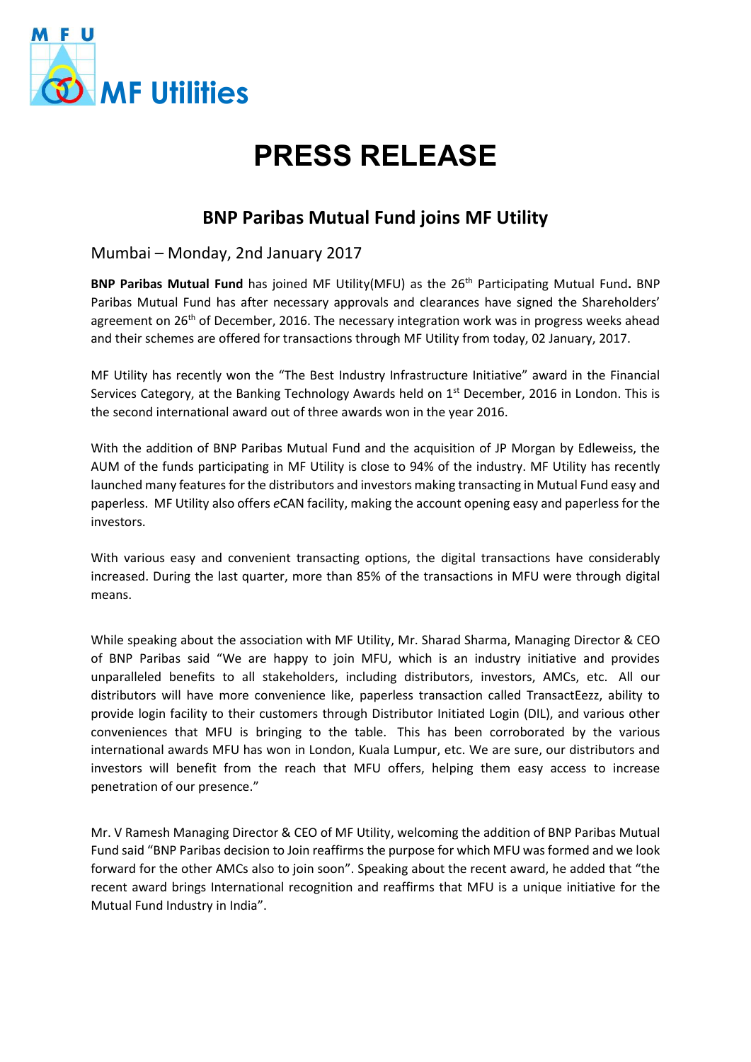MF Utilities

# PRESS RELEASE

## BNP Paribas Mutual Fund joins MF Utility

Mumbai – Monday, 2nd January 2017

**BNP Paribas Mutual Fund** has joined MF Utility(MFU) as the 26th Participating Mutual Fund**.** BNP Paribas Mutual Fund has after necessary approvals and clearances have signed the Shareholders' agreement on 26th of December, 2016. The necessary integration work was in progress weeks ahead and their schemes are offered for transactions through MF Utility from today, 02 January, 2017.

MF Utility has recently won the "The Best Industry Infrastructure Initiative" award in the Financial Services Category, at the Banking Technology Awards held on 1st December, 2016 in London. This is the second international award out of three awards won in the year 2016.

With the addition of BNP Paribas Mutual Fund and the acquisition of JP Morgan by Edleweiss, the AUM of the funds participating in MF Utility is close to 94% of the industry. MF Utility has recently launched many features for the distributors and investors making transacting in Mutual Fund easy and paperless. MF Utility also offers *e*CAN facility, making the account opening easy and paperless for the investors.

With various easy and convenient transacting options, the digital transactions have considerably increased. During the last quarter, more than 85% of the transactions in MFU were through digital means.

While speaking about the association with MF Utility, Mr. Sharad Sharma, Managing Director & CEO of BNP Paribas said "We are happy to join MFU, which is an industry initiative and provides unparalleled benefits to all stakeholders, including distributors, investors, AMCs, etc. All our distributors will have more convenience like, paperless transaction called TransactEezz, ability to provide login facility to their customers through Distributor Initiated Login (DIL), and various other conveniences that MFU is bringing to the table. This has been corroborated by the various international awards MFU has won in London, Kuala Lumpur, etc. We are sure, our distributors and investors will benefit from the reach that MFU offers, helping them easy access to increase penetration of our presence."

Mr. V Ramesh Managing Director & CEO of MF Utility, welcoming the addition of BNP Paribas Mutual Fund said "BNP Paribas decision to Join reaffirms the purpose for which MFU was formed and we look forward for the other AMCs also to join soon". Speaking about the recent award, he added that "the recent award brings International recognition and reaffirms that MFU is a unique initiative for the Mutual Fund Industry in India".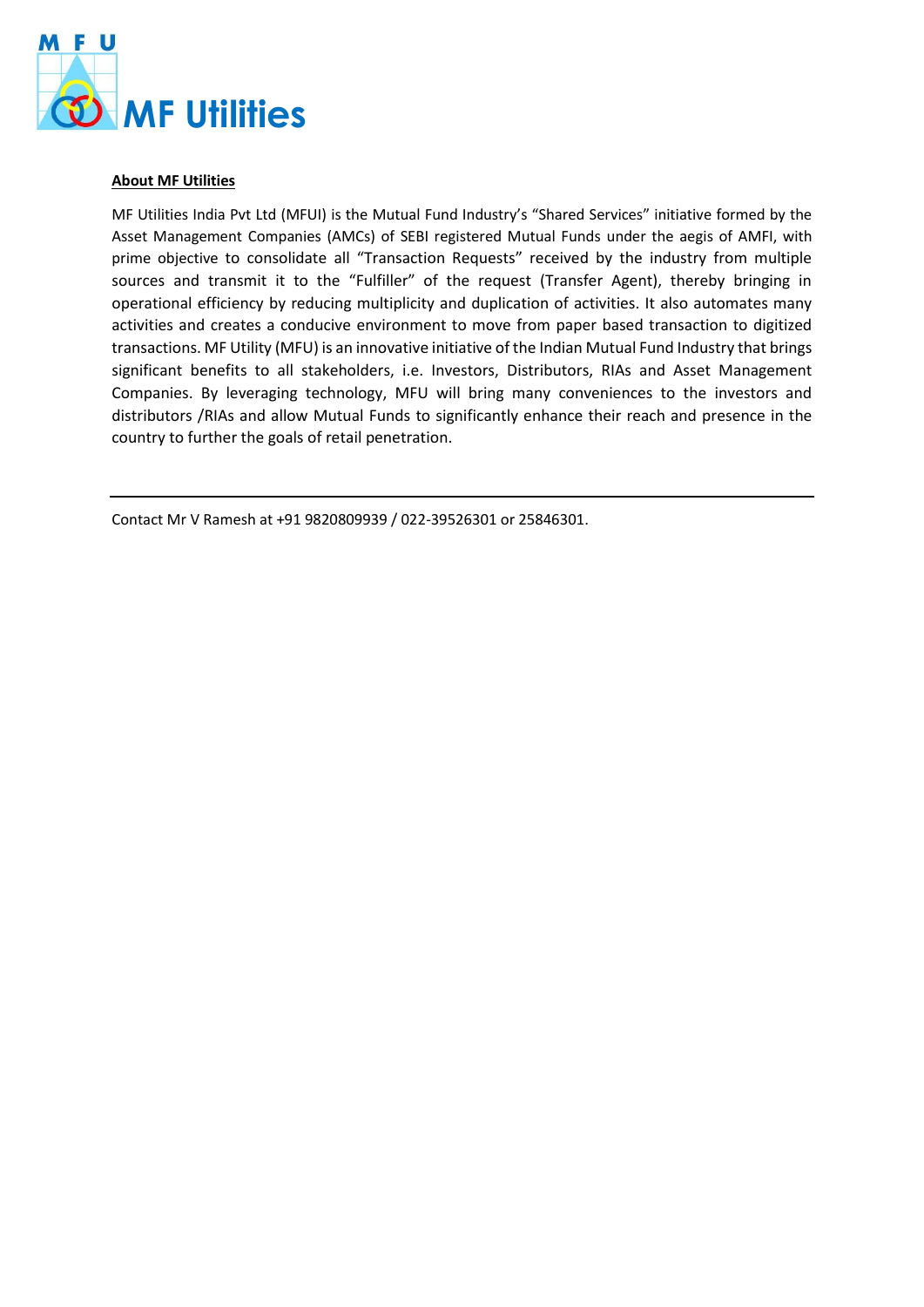MF Utilities

**About MF Utilities**

MF Utilities India Pvt Ltd (MFUI) is the Mutual Fund Industry's "Shared Services" initiative formed by the Asset Management Companies (AMCs) of SEBI registered Mutual Funds under the aegis of AMFI, with prime objective to consolidate all "Transaction Requests" received by the industry from multiple sources and transmit it to the "Fulfiller" of the request (Transfer Agent), thereby bringing in operational efficiency by reducing multiplicity and duplication of activities. It also automates many activities and creates a conducive environment to move from paper based transaction to digitized transactions. MF Utility (MFU) is an innovative initiative of the Indian Mutual Fund Industry that brings significant benefits to all stakeholders, i.e. Investors, Distributors, RIAs and Asset Management Companies. By leveraging technology, MFU will bring many conveniences to the investors and distributors /RIAs and allow Mutual Funds to significantly enhance their reach and presence in the country to further the goals of retail penetration.

---

Contact Mr V Ramesh at +91 9820809939 / 022-39526301 or 25846301.